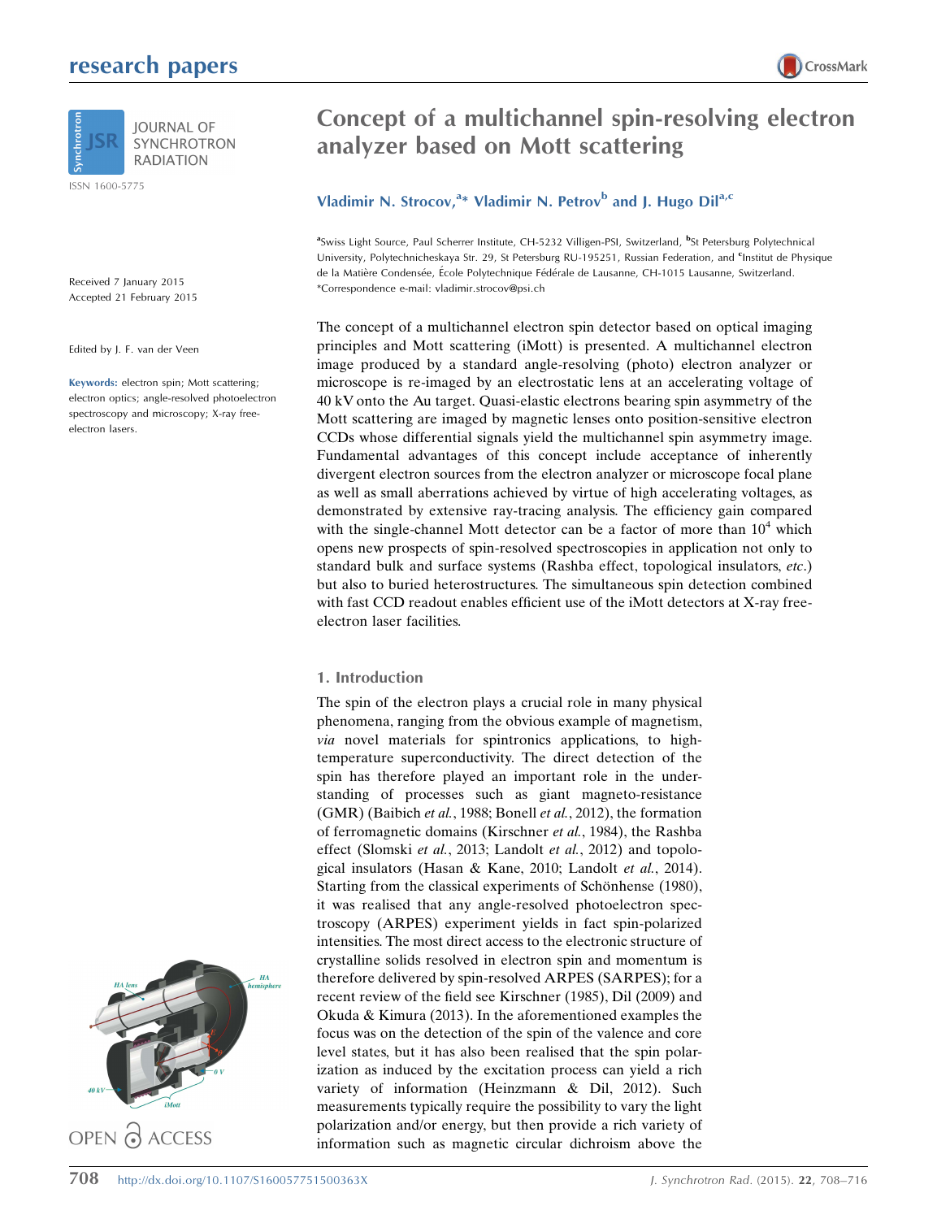# Concept of a multichannel spin-resolving electron analyzer based on Mott scattering

**Vladimir N. Strocov,[a]* Vladimir N. Petrov[b] and J. Hugo Dil[a,c]**

[a]Swiss Light Source, Paul Scherrer Institute, CH-5232 Villigen-PSI, Switzerland, [b]St Petersburg Polytechnical University, Polytechnicheskaya Str. 29, St Petersburg RU-195251, Russian Federation, and [c]Institut de Physique de la Matière Condensée, École Polytechnique Fédérale de Lausanne, CH-1015 Lausanne, Switzerland.
*Correspondence e-mail: vladimir.strocov@psi.ch

Received 7 January 2015
Accepted 21 February 2015

Edited by J. F. van der Veen

**Keywords:** electron spin; Mott scattering; electron optics; angle-resolved photoelectron spectroscopy and microscopy; X-ray free-electron lasers.

The concept of a multichannel electron spin detector based on optical imaging principles and Mott scattering (iMott) is presented. A multichannel electron image produced by a standard angle-resolving (photo) electron analyzer or microscope is re-imaged by an electrostatic lens at an accelerating voltage of 40 kV onto the Au target. Quasi-elastic electrons bearing spin asymmetry of the Mott scattering are imaged by magnetic lenses onto position-sensitive electron CCDs whose differential signals yield the multichannel spin asymmetry image. Fundamental advantages of this concept include acceptance of inherently divergent electron sources from the electron analyzer or microscope focal plane as well as small aberrations achieved by virtue of high accelerating voltages, as demonstrated by extensive ray-tracing analysis. The efficiency gain compared with the single-channel Mott detector can be a factor of more than $10^4$ which opens new prospects of spin-resolved spectroscopies in application not only to standard bulk and surface systems (Rashba effect, topological insulators, *etc.*) but also to buried heterostructures. The simultaneous spin detection combined with fast CCD readout enables efficient use of the iMott detectors at X-ray free-electron laser facilities.

## 1. Introduction

The spin of the electron plays a crucial role in many physical phenomena, ranging from the obvious example of magnetism, *via* novel materials for spintronics applications, to high-temperature superconductivity. The direct detection of the spin has therefore played an important role in the understanding of processes such as giant magneto-resistance (GMR) (Baibich *et al.*, 1988; Bonell *et al.*, 2012), the formation of ferromagnetic domains (Kirschner *et al.*, 1984), the Rashba effect (Slomski *et al.*, 2013; Landolt *et al.*, 2012) and topological insulators (Hasan & Kane, 2010; Landolt *et al.*, 2014). Starting from the classical experiments of Schönhense (1980), it was realised that any angle-resolved photoelectron spectroscopy (ARPES) experiment yields in fact spin-polarized intensities. The most direct access to the electronic structure of crystalline solids resolved in electron spin and momentum is therefore delivered by spin-resolved ARPES (SARPES); for a recent review of the field see Kirschner (1985), Dil (2009) and Okuda & Kimura (2013). In the aforementioned examples the focus was on the detection of the spin of the valence and core level states, but it has also been realised that the spin polarization as induced by the excitation process can yield a rich variety of information (Heinzmann & Dil, 2012). Such measurements typically require the possibility to vary the light polarization and/or energy, but then provide a rich variety of information such as magnetic circular dichroism above the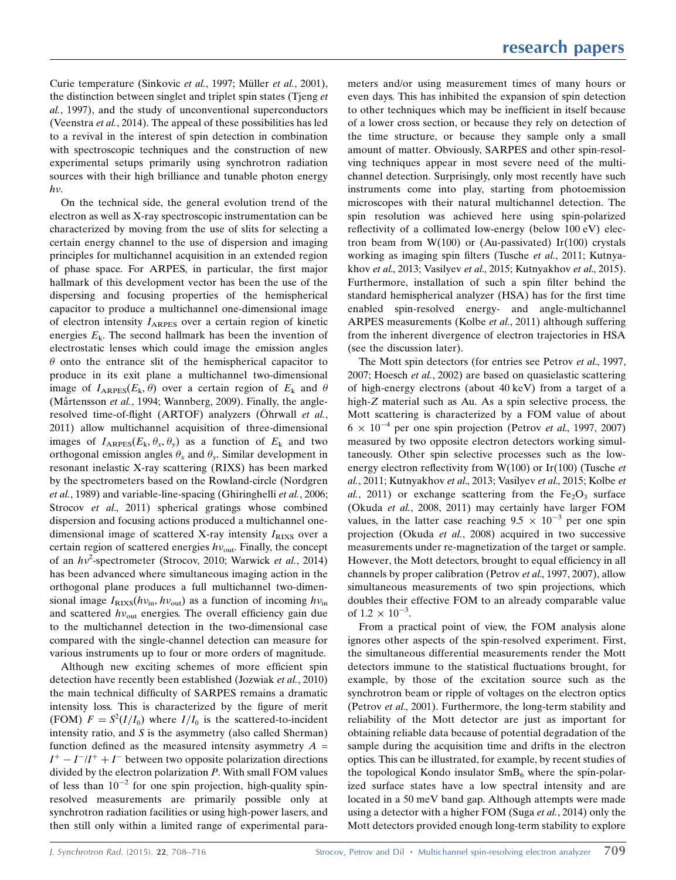Curie temperature (Sinkovic *et al.*, 1997; Müller *et al.*, 2001), the distinction between singlet and triplet spin states (Tjeng *et al.*, 1997), and the study of unconventional superconductors (Veenstra *et al.*, 2014). The appeal of these possibilities has led to a revival in the interest of spin detection in combination with spectroscopic techniques and the construction of new experimental setups primarily using synchrotron radiation sources with their high brilliance and tunable photon energy $h\nu$.

On the technical side, the general evolution trend of the electron as well as X-ray spectroscopic instrumentation can be characterized by moving from the use of slits for selecting a certain energy channel to the use of dispersion and imaging principles for multichannel acquisition in an extended region of phase space. For ARPES, in particular, the first major hallmark of this development vector has been the use of the dispersing and focusing properties of the hemispherical capacitor to produce a multichannel one-dimensional image of electron intensity $I_{\rm ARPES}$ over a certain region of kinetic energies $E_{\rm k}$. The second hallmark has been the invention of electrostatic lenses which could image the emission angles $\theta$ onto the entrance slit of the hemispherical capacitor to produce in its exit plane a multichannel two-dimensional image of $I_{\rm ARPES}(E_{\rm k}, \theta)$ over a certain region of $E_{\rm k}$ and $\theta$ (Mårtensson *et al.*, 1994; Wannberg, 2009). Finally, the angle-resolved time-of-flight (ARTOF) analyzers (Öhrwall *et al.*, 2011) allow multichannel acquisition of three-dimensional images of $I_{\rm ARPES}(E_{\rm k}, \theta_x, \theta_y)$ as a function of $E_{\rm k}$ and two orthogonal emission angles $\theta_x$ and $\theta_y$. Similar development in resonant inelastic X-ray scattering (RIXS) has been marked by the spectrometers based on the Rowland-circle (Nordgren *et al.*, 1989) and variable-line-spacing (Ghiringhelli *et al.*, 2006; Strocov *et al.*, 2011) spherical gratings whose combined dispersion and focusing actions produced a multichannel one-dimensional image of scattered X-ray intensity $I_{\rm RIXS}$ over a certain region of scattered energies $h\nu_{\rm out}$. Finally, the concept of an $h\nu^2$-spectrometer (Strocov, 2010; Warwick *et al.*, 2014) has been advanced where simultaneous imaging action in the orthogonal plane produces a full multichannel two-dimensional image $I_{\rm RIXS}(h\nu_{\rm in}, h\nu_{\rm out})$ as a function of incoming $h\nu_{\rm in}$ and scattered $h\nu_{\rm out}$ energies. The overall efficiency gain due to the multichannel detection in the two-dimensional case compared with the single-channel detection can measure for various instruments up to four or more orders of magnitude.

Although new exciting schemes of more efficient spin detection have recently been established (Jozwiak *et al.*, 2010) the main technical difficulty of SARPES remains a dramatic intensity loss. This is characterized by the figure of merit (FOM) $F = S^2(I/I_0)$ where $I/I_0$ is the scattered-to-incident intensity ratio, and $S$ is the asymmetry (also called Sherman) function defined as the measured intensity asymmetry $A = I^+ - I^-/I^+ + I^-$ between two opposite polarization directions divided by the electron polarization $P$. With small FOM values of less than $10^{-2}$ for one spin projection, high-quality spin-resolved measurements are primarily possible only at synchrotron radiation facilities or using high-power lasers, and then still only within a limited range of experimental parameters and/or using measurement times of many hours or even days. This has inhibited the expansion of spin detection to other techniques which may be inefficient in itself because of a lower cross section, or because they rely on detection of the time structure, or because they sample only a small amount of matter. Obviously, SARPES and other spin-resolving techniques appear in most severe need of the multichannel detection. Surprisingly, only most recently have such instruments come into play, starting from photoemission microscopes with their natural multichannel detection. The spin resolution was achieved here using spin-polarized reflectivity of a collimated low-energy (below 100 eV) electron beam from W(100) or (Au-passivated) Ir(100) crystals working as imaging spin filters (Tusche *et al.*, 2011; Kutnyakhov *et al.*, 2013; Vasilyev *et al.*, 2015; Kutnyakhov *et al.*, 2015). Furthermore, installation of such a spin filter behind the standard hemispherical analyzer (HSA) has for the first time enabled spin-resolved energy- and angle-multichannel ARPES measurements (Kolbe *et al.*, 2011) although suffering from the inherent divergence of electron trajectories in HSA (see the discussion later).

The Mott spin detectors (for entries see Petrov *et al.*, 1997, 2007; Hoesch *et al.*, 2002) are based on quasielastic scattering of high-energy electrons (about 40 keV) from a target of a high-$Z$ material such as Au. As a spin selective process, the Mott scattering is characterized by a FOM value of about $6 \times 10^{-4}$ per one spin projection (Petrov *et al.*, 1997, 2007) measured by two opposite electron detectors working simultaneously. Other spin selective processes such as the low-energy electron reflectivity from W(100) or Ir(100) (Tusche *et al.*, 2011; Kutnyakhov *et al.*, 2013; Vasilyev *et al.*, 2015; Kolbe *et al.*, 2011) or exchange scattering from the $Fe_2O_3$ surface (Okuda *et al.*, 2008, 2011) may certainly have larger FOM values, in the latter case reaching $9.5 \times 10^{-3}$ per one spin projection (Okuda *et al.*, 2008) acquired in two successive measurements under re-magnetization of the target or sample. However, the Mott detectors, brought to equal efficiency in all channels by proper calibration (Petrov *et al.*, 1997, 2007), allow simultaneous measurements of two spin projections, which doubles their effective FOM to an already comparable value of $1.2 \times 10^{-3}$.

From a practical point of view, the FOM analysis alone ignores other aspects of the spin-resolved experiment. First, the simultaneous differential measurements render the Mott detectors immune to the statistical fluctuations brought, for example, by those of the excitation source such as the synchrotron beam or ripple of voltages on the electron optics (Petrov *et al.*, 2001). Furthermore, the long-term stability and reliability of the Mott detector are just as important for obtaining reliable data because of potential degradation of the sample during the acquisition time and drifts in the electron optics. This can be illustrated, for example, by recent studies of the topological Kondo insulator $SmB_6$ where the spin-polarized surface states have a low spectral intensity and are located in a 50 meV band gap. Although attempts were made using a detector with a higher FOM (Suga *et al.*, 2014) only the Mott detectors provided enough long-term stability to explore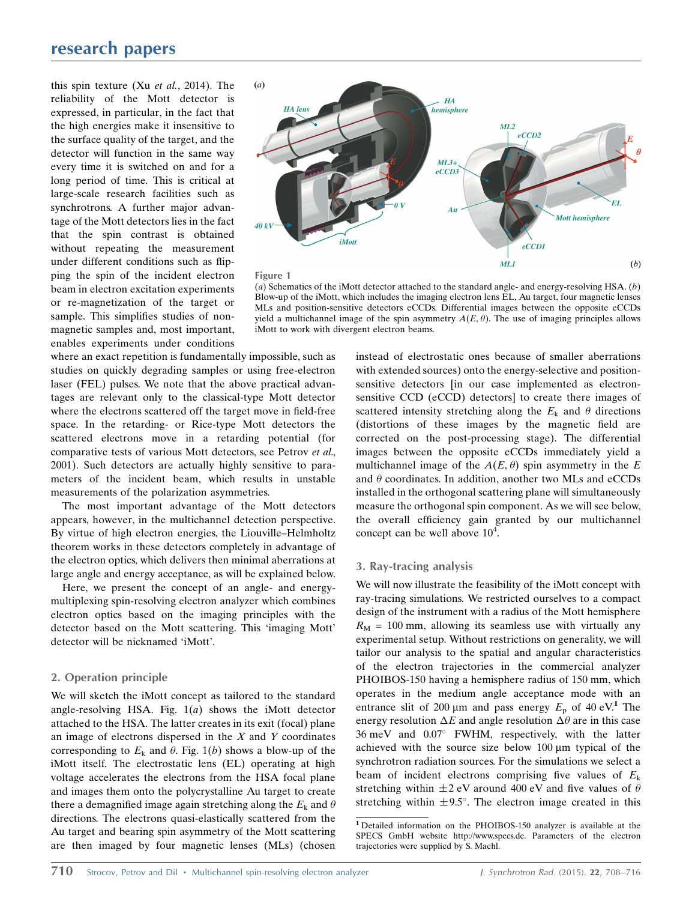this spin texture (Xu *et al.*, 2014). The reliability of the Mott detector is expressed, in particular, in the fact that the high energies make it insensitive to the surface quality of the target, and the detector will function in the same way every time it is switched on and for a long period of time. This is critical at large-scale research facilities such as synchrotrons. A further major advantage of the Mott detectors lies in the fact that the spin contrast is obtained without repeating the measurement under different conditions such as flipping the spin of the incident electron beam in electron excitation experiments or re-magnetization of the target or sample. This simplifies studies of non-magnetic samples and, most important, enables experiments under conditions where an exact repetition is fundamentally impossible, such as studies on quickly degrading samples or using free-electron laser (FEL) pulses. We note that the above practical advantages are relevant only to the classical-type Mott detector where the electrons scattered off the target move in field-free space. In the retarding- or Rice-type Mott detectors the scattered electrons move in a retarding potential (for comparative tests of various Mott detectors, see Petrov *et al.*, 2001). Such detectors are actually highly sensitive to parameters of the incident beam, which results in unstable measurements of the polarization asymmetries.

The most important advantage of the Mott detectors appears, however, in the multichannel detection perspective. By virtue of high electron energies, the Liouville–Helmholtz theorem works in these detectors completely in advantage of the electron optics, which delivers then minimal aberrations at large angle and energy acceptance, as will be explained below.

Here, we present the concept of an angle- and energy-multiplexing spin-resolving electron analyzer which combines electron optics based on the imaging principles with the detector based on the Mott scattering. This 'imaging Mott' detector will be nicknamed 'iMott'.

**Figure 1**
(*a*) Schematics of the iMott detector attached to the standard angle- and energy-resolving HSA. (*b*) Blow-up of the iMott, which includes the imaging electron lens EL, Au target, four magnetic lenses MLs and position-sensitive detectors eCCDs. Differential images between the opposite eCCDs yield a multichannel image of the spin asymmetry $A(E, \theta)$. The use of imaging principles allows iMott to work with divergent electron beams.

## 2. Operation principle

We will sketch the iMott concept as tailored to the standard angle-resolving HSA. Fig. 1(*a*) shows the iMott detector attached to the HSA. The latter creates in its exit (focal) plane an image of electrons dispersed in the $X$ and $Y$ coordinates corresponding to $E_k$ and $\theta$. Fig. 1(*b*) shows a blow-up of the iMott itself. The electrostatic lens (EL) operating at high voltage accelerates the electrons from the HSA focal plane and images them onto the polycrystalline Au target to create there a demagnified image again stretching along the $E_k$ and $\theta$ directions. The electrons quasi-elastically scattered from the Au target and bearing spin asymmetry of the Mott scattering are then imaged by four magnetic lenses (MLs) (chosen instead of electrostatic ones because of smaller aberrations with extended sources) onto the energy-selective and position-sensitive detectors [in our case implemented as electron-sensitive CCD (eCCD) detectors] to create there images of scattered intensity stretching along the $E_k$ and $\theta$ directions (distortions of these images by the magnetic field are corrected on the post-processing stage). The differential images between the opposite eCCDs immediately yield a multichannel image of the $A(E, \theta)$ spin asymmetry in the $E$ and $\theta$ coordinates. In addition, another two MLs and eCCDs installed in the orthogonal scattering plane will simultaneously measure the orthogonal spin component. As we will see below, the overall efficiency gain granted by our multichannel concept can be well above $10^4$.

## 3. Ray-tracing analysis

We will now illustrate the feasibility of the iMott concept with ray-tracing simulations. We restricted ourselves to a compact design of the instrument with a radius of the Mott hemisphere $R_M$ = 100 mm, allowing its seamless use with virtually any experimental setup. Without restrictions on generality, we will tailor our analysis to the spatial and angular characteristics of the electron trajectories in the commercial analyzer PHOIBOS-150 having a hemisphere radius of 150 mm, which operates in the medium angle acceptance mode with an entrance slit of 200 µm and pass energy $E_p$ of 40 eV.[1] The energy resolution $\Delta E$ and angle resolution $\Delta\theta$ are in this case 36 meV and 0.07° FWHM, respectively, with the latter achieved with the source size below 100 µm typical of the synchrotron radiation sources. For the simulations we select a beam of incident electrons comprising five values of $E_k$ stretching within ±2 eV around 400 eV and five values of $\theta$ stretching within ±9.5°. The electron image created in this

[1] Detailed information on the PHOIBOS-150 analyzer is available at the SPECS GmbH website http://www.specs.de. Parameters of the electron trajectories were supplied by S. Maehl.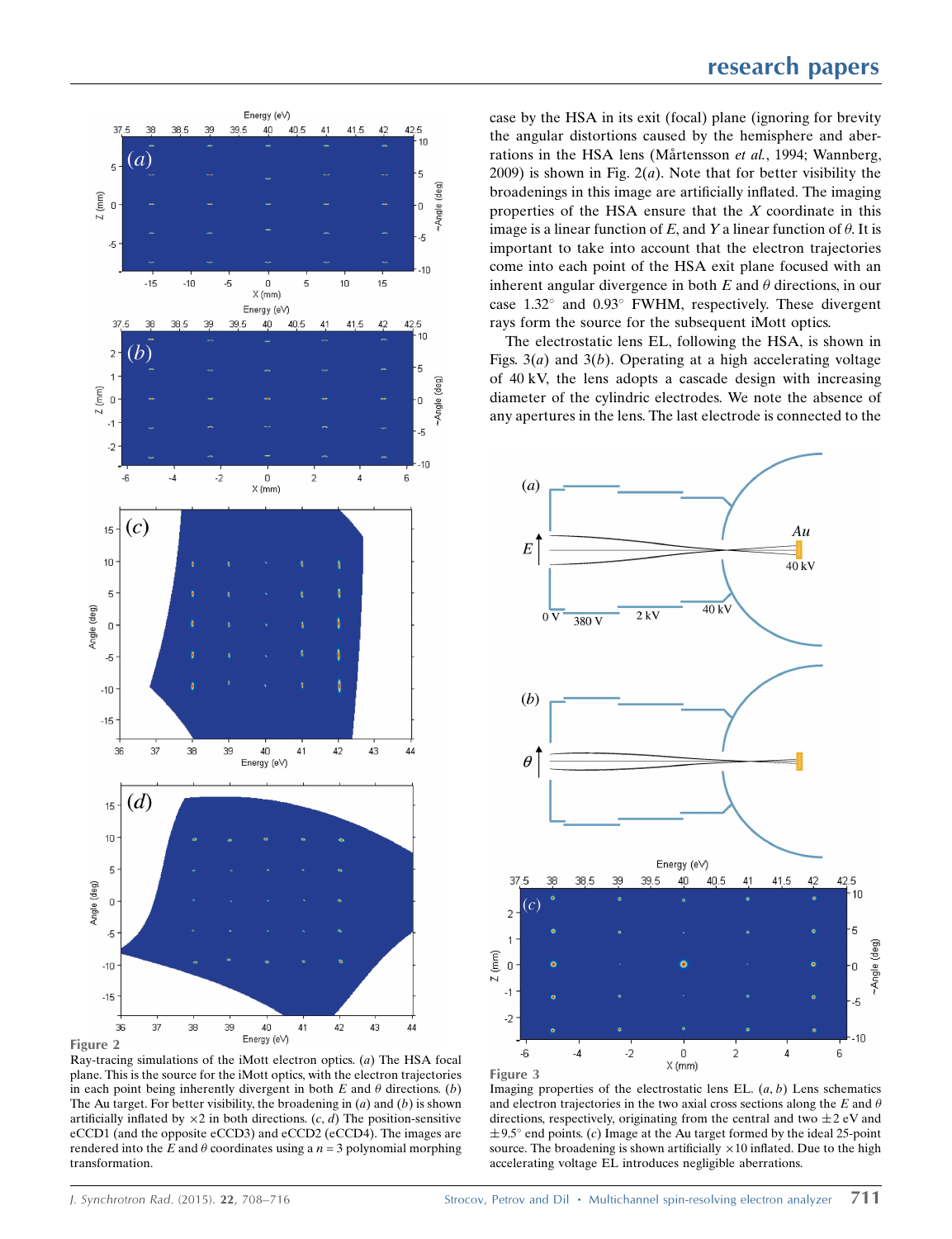case by the HSA in its exit (focal) plane (ignoring for brevity the angular distortions caused by the hemisphere and aberrations in the HSA lens (Mårtensson *et al.*, 1994; Wannberg, 2009) is shown in Fig. 2(*a*). Note that for better visibility the broadenings in this image are artificially inflated. The imaging properties of the HSA ensure that the $X$ coordinate in this image is a linear function of $E$, and $Y$ a linear function of $\theta$. It is important to take into account that the electron trajectories come into each point of the HSA exit plane focused with an inherent angular divergence in both $E$ and $\theta$ directions, in our case 1.32° and 0.93° FWHM, respectively. These divergent rays form the source for the subsequent iMott optics.

The electrostatic lens EL, following the HSA, is shown in Figs. 3(*a*) and 3(*b*). Operating at a high accelerating voltage of 40 kV, the lens adopts a cascade design with increasing diameter of the cylindric electrodes. We note the absence of any apertures in the lens. The last electrode is connected to the

**Figure 2**
Ray-tracing simulations of the iMott electron optics. (*a*) The HSA focal plane. This is the source for the iMott optics, with the electron trajectories in each point being inherently divergent in both $E$ and $\theta$ directions. (*b*) The Au target. For better visibility, the broadening in (*a*) and (*b*) is shown artificially inflated by ×2 in both directions. (*c*, *d*) The position-sensitive eCCD1 (and the opposite eCCD3) and eCCD2 (eCCD4). The images are rendered into the $E$ and $\theta$ coordinates using a $n = 3$ polynomial morphing transformation.

**Figure 3**
Imaging properties of the electrostatic lens EL. (*a*, *b*) Lens schematics and electron trajectories in the two axial cross sections along the $E$ and $\theta$ directions, respectively, originating from the central and two ±2 eV and ±9.5° end points. (*c*) Image at the Au target formed by the ideal 25-point source. The broadening is shown artificially ×10 inflated. Due to the high accelerating voltage EL introduces negligible aberrations.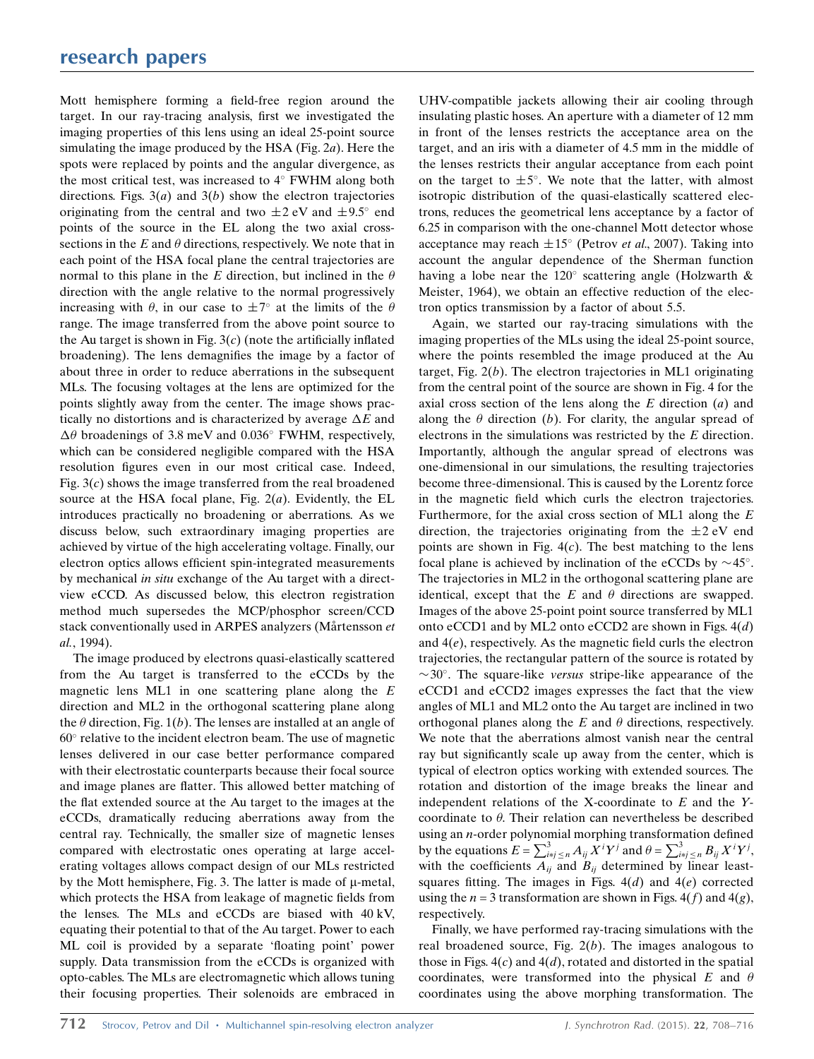Mott hemisphere forming a field-free region around the target. In our ray-tracing analysis, first we investigated the imaging properties of this lens using an ideal 25-point source simulating the image produced by the HSA (Fig. 2*a*). Here the spots were replaced by points and the angular divergence, as the most critical test, was increased to 4° FWHM along both directions. Figs. 3(*a*) and 3(*b*) show the electron trajectories originating from the central and two ±2 eV and ±9.5° end points of the source in the EL along the two axial cross-sections in the $E$ and $\theta$ directions, respectively. We note that in each point of the HSA focal plane the central trajectories are normal to this plane in the $E$ direction, but inclined in the $\theta$ direction with the angle relative to the normal progressively increasing with $\theta$, in our case to ±7° at the limits of the $\theta$ range. The image transferred from the above point source to the Au target is shown in Fig. 3(*c*) (note the artificially inflated broadening). The lens demagnifies the image by a factor of about three in order to reduce aberrations in the subsequent MLs. The focusing voltages at the lens are optimized for the points slightly away from the center. The image shows practically no distortions and is characterized by average $\Delta E$ and $\Delta\theta$ broadenings of 3.8 meV and 0.036° FWHM, respectively, which can be considered negligible compared with the HSA resolution figures even in our most critical case. Indeed, Fig. 3(*c*) shows the image transferred from the real broadened source at the HSA focal plane, Fig. 2(*a*). Evidently, the EL introduces practically no broadening or aberrations. As we discuss below, such extraordinary imaging properties are achieved by virtue of the high accelerating voltage. Finally, our electron optics allows efficient spin-integrated measurements by mechanical *in situ* exchange of the Au target with a direct-view eCCD. As discussed below, this electron registration method much supersedes the MCP/phosphor screen/CCD stack conventionally used in ARPES analyzers (Mårtensson *et al.*, 1994).

The image produced by electrons quasi-elastically scattered from the Au target is transferred to the eCCDs by the magnetic lens ML1 in one scattering plane along the $E$ direction and ML2 in the orthogonal scattering plane along the $\theta$ direction, Fig. 1(*b*). The lenses are installed at an angle of 60° relative to the incident electron beam. The use of magnetic lenses delivered in our case better performance compared with their electrostatic counterparts because their focal source and image planes are flatter. This allowed better matching of the flat extended source at the Au target to the images at the eCCDs, dramatically reducing aberrations away from the central ray. Technically, the smaller size of magnetic lenses compared with electrostatic ones operating at large accelerating voltages allows compact design of our MLs restricted by the Mott hemisphere, Fig. 3. The latter is made of μ-metal, which protects the HSA from leakage of magnetic fields from the lenses. The MLs and eCCDs are biased with 40 kV, equating their potential to that of the Au target. Power to each ML coil is provided by a separate 'floating point' power supply. Data transmission from the eCCDs is organized with opto-cables. The MLs are electromagnetic which allows tuning their focusing properties. Their solenoids are embraced in UHV-compatible jackets allowing their air cooling through insulating plastic hoses. An aperture with a diameter of 12 mm in front of the lenses restricts the acceptance area on the target, and an iris with a diameter of 4.5 mm in the middle of the lenses restricts their angular acceptance from each point on the target to ±5°. We note that the latter, with almost isotropic distribution of the quasi-elastically scattered electrons, reduces the geometrical lens acceptance by a factor of 6.25 in comparison with the one-channel Mott detector whose acceptance may reach ±15° (Petrov *et al.*, 2007). Taking into account the angular dependence of the Sherman function having a lobe near the 120° scattering angle (Holzwarth & Meister, 1964), we obtain an effective reduction of the electron optics transmission by a factor of about 5.5.

Again, we started our ray-tracing simulations with the imaging properties of the MLs using the ideal 25-point source, where the points resembled the image produced at the Au target, Fig. 2(*b*). The electron trajectories in ML1 originating from the central point of the source are shown in Fig. 4 for the axial cross section of the lens along the $E$ direction (*a*) and along the $\theta$ direction (*b*). For clarity, the angular spread of electrons in the simulations was restricted by the $E$ direction. Importantly, although the angular spread of electrons was one-dimensional in our simulations, the resulting trajectories become three-dimensional. This is caused by the Lorentz force in the magnetic field which curls the electron trajectories. Furthermore, for the axial cross section of ML1 along the $E$ direction, the trajectories originating from the ±2 eV end points are shown in Fig. 4(*c*). The best matching to the lens focal plane is achieved by inclination of the eCCDs by ~45°. The trajectories in ML2 in the orthogonal scattering plane are identical, except that the $E$ and $\theta$ directions are swapped. Images of the above 25-point point source transferred by ML1 onto eCCD1 and by ML2 onto eCCD2 are shown in Figs. 4(*d*) and 4(*e*), respectively. As the magnetic field curls the electron trajectories, the rectangular pattern of the source is rotated by ~30°. The square-like *versus* stripe-like appearance of the eCCD1 and eCCD2 images expresses the fact that the view angles of ML1 and ML2 onto the Au target are inclined in two orthogonal planes along the $E$ and $\theta$ directions, respectively. We note that the aberrations almost vanish near the central ray but significantly scale up away from the center, which is typical of electron optics working with extended sources. The rotation and distortion of the image breaks the linear and independent relations of the X-coordinate to $E$ and the Y-coordinate to $\theta$. Their relation can nevertheless be described using an $n$-order polynomial morphing transformation defined by the equations $E = \sum_{i+j\le n}^{3} A_{ij} X^i Y^j$ and $\theta = \sum_{i+j\le n}^{3} B_{ij} X^i Y^j$, with the coefficients $A_{ij}$ and $B_{ij}$ determined by linear least-squares fitting. The images in Figs. 4(*d*) and 4(*e*) corrected using the $n = 3$ transformation are shown in Figs. 4(*f*) and 4(*g*), respectively.

Finally, we have performed ray-tracing simulations with the real broadened source, Fig. 2(*b*). The images analogous to those in Figs. 4(*c*) and 4(*d*), rotated and distorted in the spatial coordinates, were transformed into the physical $E$ and $\theta$ coordinates using the above morphing transformation. The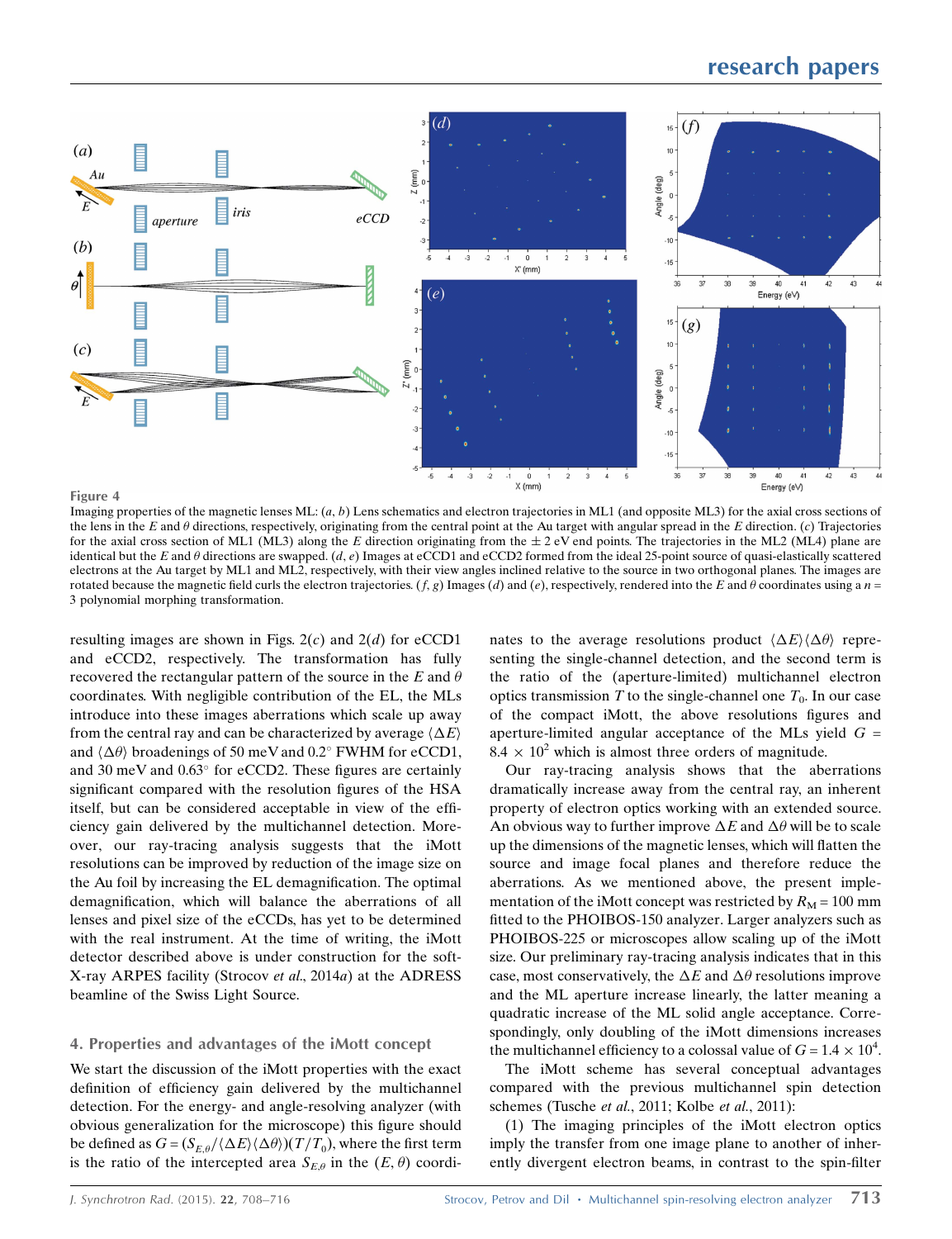Figure 4

Imaging properties of the magnetic lenses ML: (*a*, *b*) Lens schematics and electron trajectories in ML1 (and opposite ML3) for the axial cross sections of the lens in the $E$ and $\theta$ directions, respectively, originating from the central point at the Au target with angular spread in the $E$ direction. (*c*) Trajectories for the axial cross section of ML1 (ML3) along the $E$ direction originating from the $\pm 2$ eV end points. The trajectories in the ML2 (ML4) plane are identical but the $E$ and $\theta$ directions are swapped. (*d*, *e*) Images at eCCD1 and eCCD2 formed from the ideal 25-point source of quasi-elastically scattered electrons at the Au target by ML1 and ML2, respectively, with their view angles inclined relative to the source in two orthogonal planes. The images are rotated because the magnetic field curls the electron trajectories. (*f*, *g*) Images (*d*) and (*e*), respectively, rendered into the $E$ and $\theta$ coordinates using a $n$ = 3 polynomial morphing transformation.

resulting images are shown in Figs. 2(*c*) and 2(*d*) for eCCD1 and eCCD2, respectively. The transformation has fully recovered the rectangular pattern of the source in the $E$ and $\theta$ coordinates. With negligible contribution of the EL, the MLs introduce into these images aberrations which scale up away from the central ray and can be characterized by average $\langle \Delta E \rangle$ and $\langle \Delta\theta \rangle$ broadenings of 50 meV and 0.2° FWHM for eCCD1, and 30 meV and 0.63° for eCCD2. These figures are certainly significant compared with the resolution figures of the HSA itself, but can be considered acceptable in view of the efficiency gain delivered by the multichannel detection. Moreover, our ray-tracing analysis suggests that the iMott resolutions can be improved by reduction of the image size on the Au foil by increasing the EL demagnification. The optimal demagnification, which will balance the aberrations of all lenses and pixel size of the eCCDs, has yet to be determined with the real instrument. At the time of writing, the iMott detector described above is under construction for the soft-X-ray ARPES facility (Strocov *et al.*, 2014*a*) at the ADRESS beamline of the Swiss Light Source.

## 4. Properties and advantages of the iMott concept

We start the discussion of the iMott properties with the exact definition of efficiency gain delivered by the multichannel detection. For the energy- and angle-resolving analyzer (with obvious generalization for the microscope) this figure should be defined as $G = (S_{E,\theta}/\langle \Delta E \rangle \langle \Delta\theta \rangle)(T/T_0)$, where the first term is the ratio of the intercepted area $S_{E,\theta}$ in the $(E, \theta)$ coordinates to the average resolutions product $\langle \Delta E \rangle \langle \Delta\theta \rangle$ representing the single-channel detection, and the second term is the ratio of the (aperture-limited) multichannel electron optics transmission $T$ to the single-channel one $T_0$. In our case of the compact iMott, the above resolutions figures and aperture-limited angular acceptance of the MLs yield $G$ = $8.4 \times 10^2$ which is almost three orders of magnitude.

Our ray-tracing analysis shows that the aberrations dramatically increase away from the central ray, an inherent property of electron optics working with an extended source. An obvious way to further improve $\Delta E$ and $\Delta\theta$ will be to scale up the dimensions of the magnetic lenses, which will flatten the source and image focal planes and therefore reduce the aberrations. As we mentioned above, the present implementation of the iMott concept was restricted by $R_M$ = 100 mm fitted to the PHOIBOS-150 analyzer. Larger analyzers such as PHOIBOS-225 or microscopes allow scaling up of the iMott size. Our preliminary ray-tracing analysis indicates that in this case, most conservatively, the $\Delta E$ and $\Delta\theta$ resolutions improve and the ML aperture increase linearly, the latter meaning a quadratic increase of the ML solid angle acceptance. Correspondingly, only doubling of the iMott dimensions increases the multichannel efficiency to a colossal value of $G = 1.4 \times 10^4$.

The iMott scheme has several conceptual advantages compared with the previous multichannel spin detection schemes (Tusche *et al.*, 2011; Kolbe *et al.*, 2011):

(1) The imaging principles of the iMott electron optics imply the transfer from one image plane to another of inherently divergent electron beams, in contrast to the spin-filter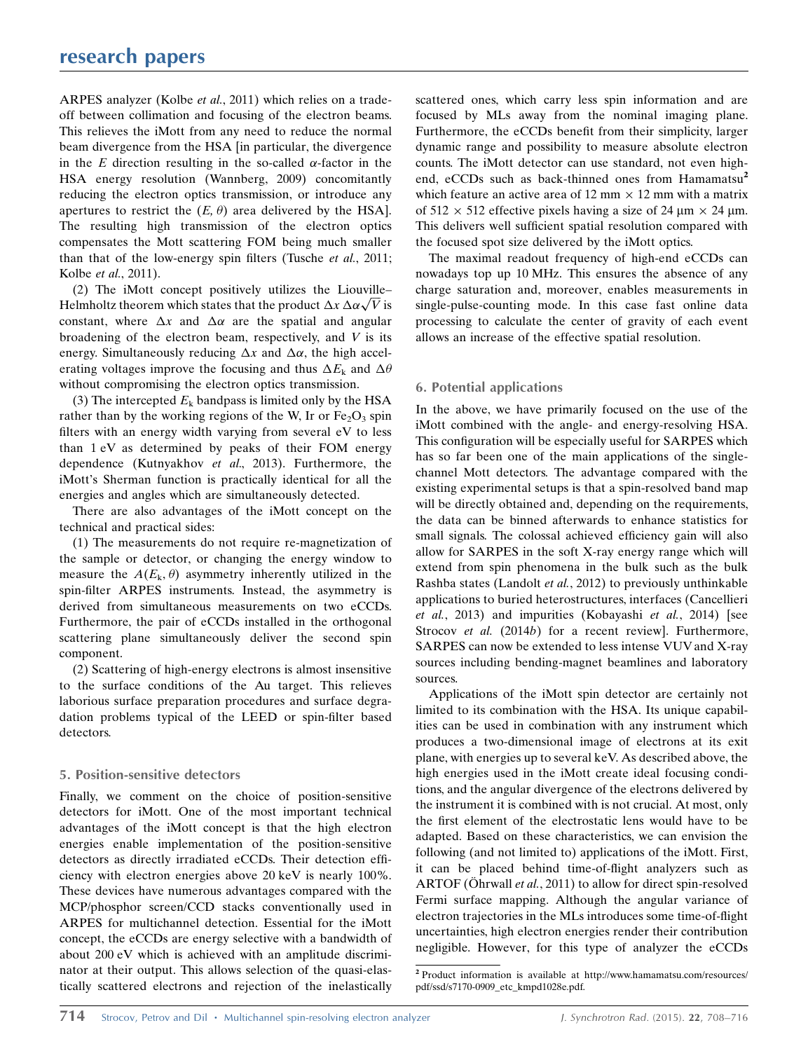ARPES analyzer (Kolbe *et al.*, 2011) which relies on a trade-off between collimation and focusing of the electron beams. This relieves the iMott from any need to reduce the normal beam divergence from the HSA [in particular, the divergence in the $E$ direction resulting in the so-called $\alpha$-factor in the HSA energy resolution (Wannberg, 2009) concomitantly reducing the electron optics transmission, or introduce any apertures to restrict the $(E, \theta)$ area delivered by the HSA]. The resulting high transmission of the electron optics compensates the Mott scattering FOM being much smaller than that of the low-energy spin filters (Tusche *et al.*, 2011; Kolbe *et al.*, 2011).

(2) The iMott concept positively utilizes the Liouville–Helmholtz theorem which states that the product $\Delta x\,\Delta\alpha\sqrt{V}$ is constant, where $\Delta x$ and $\Delta\alpha$ are the spatial and angular broadening of the electron beam, respectively, and $V$ is its energy. Simultaneously reducing $\Delta x$ and $\Delta\alpha$, the high accelerating voltages improve the focusing and thus $\Delta E_k$ and $\Delta\theta$ without compromising the electron optics transmission.

(3) The intercepted $E_k$ bandpass is limited only by the HSA rather than by the working regions of the W, Ir or $Fe_2O_3$ spin filters with an energy width varying from several eV to less than 1 eV as determined by peaks of their FOM energy dependence (Kutnyakhov *et al.*, 2013). Furthermore, the iMott's Sherman function is practically identical for all the energies and angles which are simultaneously detected.

There are also advantages of the iMott concept on the technical and practical sides:

(1) The measurements do not require re-magnetization of the sample or detector, or changing the energy window to measure the $A(E_k, \theta)$ asymmetry inherently utilized in the spin-filter ARPES instruments. Instead, the asymmetry is derived from simultaneous measurements on two eCCDs. Furthermore, the pair of eCCDs installed in the orthogonal scattering plane simultaneously deliver the second spin component.

(2) Scattering of high-energy electrons is almost insensitive to the surface conditions of the Au target. This relieves laborious surface preparation procedures and surface degradation problems typical of the LEED or spin-filter based detectors.

## 5. Position-sensitive detectors

Finally, we comment on the choice of position-sensitive detectors for iMott. One of the most important technical advantages of the iMott concept is that the high electron energies enable implementation of the position-sensitive detectors as directly irradiated eCCDs. Their detection efficiency with electron energies above 20 keV is nearly 100%. These devices have numerous advantages compared with the MCP/phosphor screen/CCD stacks conventionally used in ARPES for multichannel detection. Essential for the iMott concept, the eCCDs are energy selective with a bandwidth of about 200 eV which is achieved with an amplitude discriminator at their output. This allows selection of the quasi-elastically scattered electrons and rejection of the inelastically scattered ones, which carry less spin information and are focused by MLs away from the nominal imaging plane. Furthermore, the eCCDs benefit from their simplicity, larger dynamic range and possibility to measure absolute electron counts. The iMott detector can use standard, not even high-end, eCCDs such as back-thinned ones from Hamamatsu[2] which feature an active area of 12 mm × 12 mm with a matrix of 512 × 512 effective pixels having a size of 24 µm × 24 µm. This delivers well sufficient spatial resolution compared with the focused spot size delivered by the iMott optics.

The maximal readout frequency of high-end eCCDs can nowadays top up 10 MHz. This ensures the absence of any charge saturation and, moreover, enables measurements in single-pulse-counting mode. In this case fast online data processing to calculate the center of gravity of each event allows an increase of the effective spatial resolution.

## 6. Potential applications

In the above, we have primarily focused on the use of the iMott combined with the angle- and energy-resolving HSA. This configuration will be especially useful for SARPES which has so far been one of the main applications of the single-channel Mott detectors. The advantage compared with the existing experimental setups is that a spin-resolved band map will be directly obtained and, depending on the requirements, the data can be binned afterwards to enhance statistics for small signals. The colossal achieved efficiency gain will also allow for SARPES in the soft X-ray energy range which will extend from spin phenomena in the bulk such as the bulk Rashba states (Landolt *et al.*, 2012) to previously unthinkable applications to buried heterostructures, interfaces (Cancellieri *et al.*, 2013) and impurities (Kobayashi *et al.*, 2014) [see Strocov *et al.* (2014*b*) for a recent review]. Furthermore, SARPES can now be extended to less intense VUV and X-ray sources including bending-magnet beamlines and laboratory sources.

Applications of the iMott spin detector are certainly not limited to its combination with the HSA. Its unique capabilities can be used in combination with any instrument which produces a two-dimensional image of electrons at its exit plane, with energies up to several keV. As described above, the high energies used in the iMott create ideal focusing conditions, and the angular divergence of the electrons delivered by the instrument it is combined with is not crucial. At most, only the first element of the electrostatic lens would have to be adapted. Based on these characteristics, we can envision the following (and not limited to) applications of the iMott. First, it can be placed behind time-of-flight analyzers such as ARTOF (Öhrwall *et al.*, 2011) to allow for direct spin-resolved Fermi surface mapping. Although the angular variance of electron trajectories in the MLs introduces some time-of-flight uncertainties, high electron energies render their contribution negligible. However, for this type of analyzer the eCCDs

[2] Product information is available at http://www.hamamatsu.com/resources/pdf/ssd/s7170-0909_etc_kmpd1028e.pdf.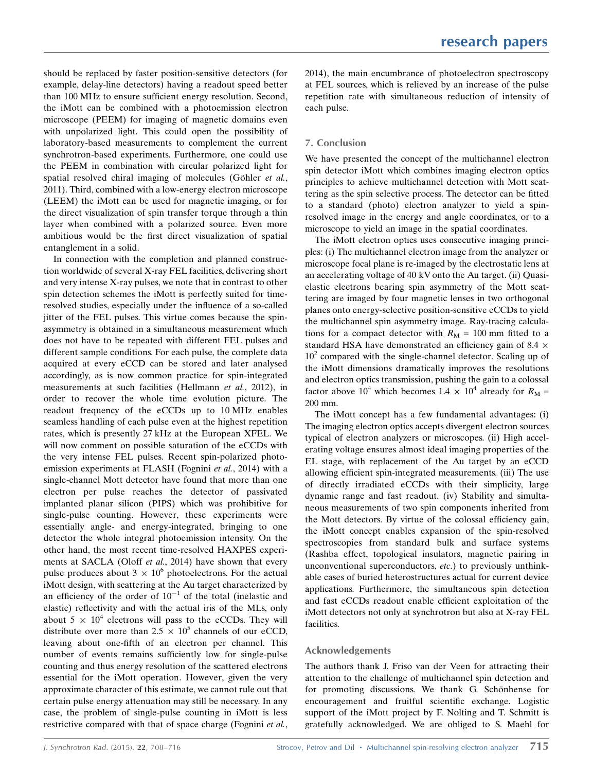should be replaced by faster position-sensitive detectors (for example, delay-line detectors) having a readout speed better than 100 MHz to ensure sufficient energy resolution. Second, the iMott can be combined with a photoemission electron microscope (PEEM) for imaging of magnetic domains even with unpolarized light. This could open the possibility of laboratory-based measurements to complement the current synchrotron-based experiments. Furthermore, one could use the PEEM in combination with circular polarized light for spatial resolved chiral imaging of molecules (Göhler *et al.*, 2011). Third, combined with a low-energy electron microscope (LEEM) the iMott can be used for magnetic imaging, or for the direct visualization of spin transfer torque through a thin layer when combined with a polarized source. Even more ambitious would be the first direct visualization of spatial entanglement in a solid.

In connection with the completion and planned construction worldwide of several X-ray FEL facilities, delivering short and very intense X-ray pulses, we note that in contrast to other spin detection schemes the iMott is perfectly suited for time-resolved studies, especially under the influence of a so-called jitter of the FEL pulses. This virtue comes because the spin-asymmetry is obtained in a simultaneous measurement which does not have to be repeated with different FEL pulses and different sample conditions. For each pulse, the complete data acquired at every eCCD can be stored and later analysed accordingly, as is now common practice for spin-integrated measurements at such facilities (Hellmann *et al.*, 2012), in order to recover the whole time evolution picture. The readout frequency of the eCCDs up to 10 MHz enables seamless handling of each pulse even at the highest repetition rates, which is presently 27 kHz at the European XFEL. We will now comment on possible saturation of the eCCDs with the very intense FEL pulses. Recent spin-polarized photoemission experiments at FLASH (Fognini *et al.*, 2014) with a single-channel Mott detector have found that more than one electron per pulse reaches the detector of passivated implanted planar silicon (PIPS) which was prohibitive for single-pulse counting. However, these experiments were essentially angle- and energy-integrated, bringing to one detector the whole integral photoemission intensity. On the other hand, the most recent time-resolved HAXPES experiments at SACLA (Oloff *et al.*, 2014) have shown that every pulse produces about $3 \times 10^6$ photoelectrons. For the actual iMott design, with scattering at the Au target characterized by an efficiency of the order of $10^{-1}$ of the total (inelastic and elastic) reflectivity and with the actual iris of the MLs, only about $5 \times 10^4$ electrons will pass to the eCCDs. They will distribute over more than $2.5 \times 10^5$ channels of our eCCD, leaving about one-fifth of an electron per channel. This number of events remains sufficiently low for single-pulse counting and thus energy resolution of the scattered electrons essential for the iMott operation. However, given the very approximate character of this estimate, we cannot rule out that certain pulse energy attenuation may still be necessary. In any case, the problem of single-pulse counting in iMott is less restrictive compared with that of space charge (Fognini *et al.*, 2014), the main encumbrance of photoelectron spectroscopy at FEL sources, which is relieved by an increase of the pulse repetition rate with simultaneous reduction of intensity of each pulse.

## 7. Conclusion

We have presented the concept of the multichannel electron spin detector iMott which combines imaging electron optics principles to achieve multichannel detection with Mott scattering as the spin selective process. The detector can be fitted to a standard (photo) electron analyzer to yield a spin-resolved image in the energy and angle coordinates, or to a microscope to yield an image in the spatial coordinates.

The iMott electron optics uses consecutive imaging principles: (i) The multichannel electron image from the analyzer or microscope focal plane is re-imaged by the electrostatic lens at an accelerating voltage of 40 kV onto the Au target. (ii) Quasi-elastic electrons bearing spin asymmetry of the Mott scattering are imaged by four magnetic lenses in two orthogonal planes onto energy-selective position-sensitive eCCDs to yield the multichannel spin asymmetry image. Ray-tracing calculations for a compact detector with $R_M$ = 100 mm fitted to a standard HSA have demonstrated an efficiency gain of $8.4 \times 10^2$ compared with the single-channel detector. Scaling up of the iMott dimensions dramatically improves the resolutions and electron optics transmission, pushing the gain to a colossal factor above $10^4$ which becomes $1.4 \times 10^4$ already for $R_M$ = 200 mm.

The iMott concept has a few fundamental advantages: (i) The imaging electron optics accepts divergent electron sources typical of electron analyzers or microscopes. (ii) High accelerating voltage ensures almost ideal imaging properties of the EL stage, with replacement of the Au target by an eCCD allowing efficient spin-integrated measurements. (iii) The use of directly irradiated eCCDs with their simplicity, large dynamic range and fast readout. (iv) Stability and simultaneous measurements of two spin components inherited from the Mott detectors. By virtue of the colossal efficiency gain, the iMott concept enables expansion of the spin-resolved spectroscopies from standard bulk and surface systems (Rashba effect, topological insulators, magnetic pairing in unconventional superconductors, *etc.*) to previously unthinkable cases of buried heterostructures actual for current device applications. Furthermore, the simultaneous spin detection and fast eCCDs readout enable efficient exploitation of the iMott detectors not only at synchrotron but also at X-ray FEL facilities.

### Acknowledgements

The authors thank J. Friso van der Veen for attracting their attention to the challenge of multichannel spin detection and for promoting discussions. We thank G. Schönhense for encouragement and fruitful scientific exchange. Logistic support of the iMott project by F. Nolting and T. Schmitt is gratefully acknowledged. We are obliged to S. Maehl for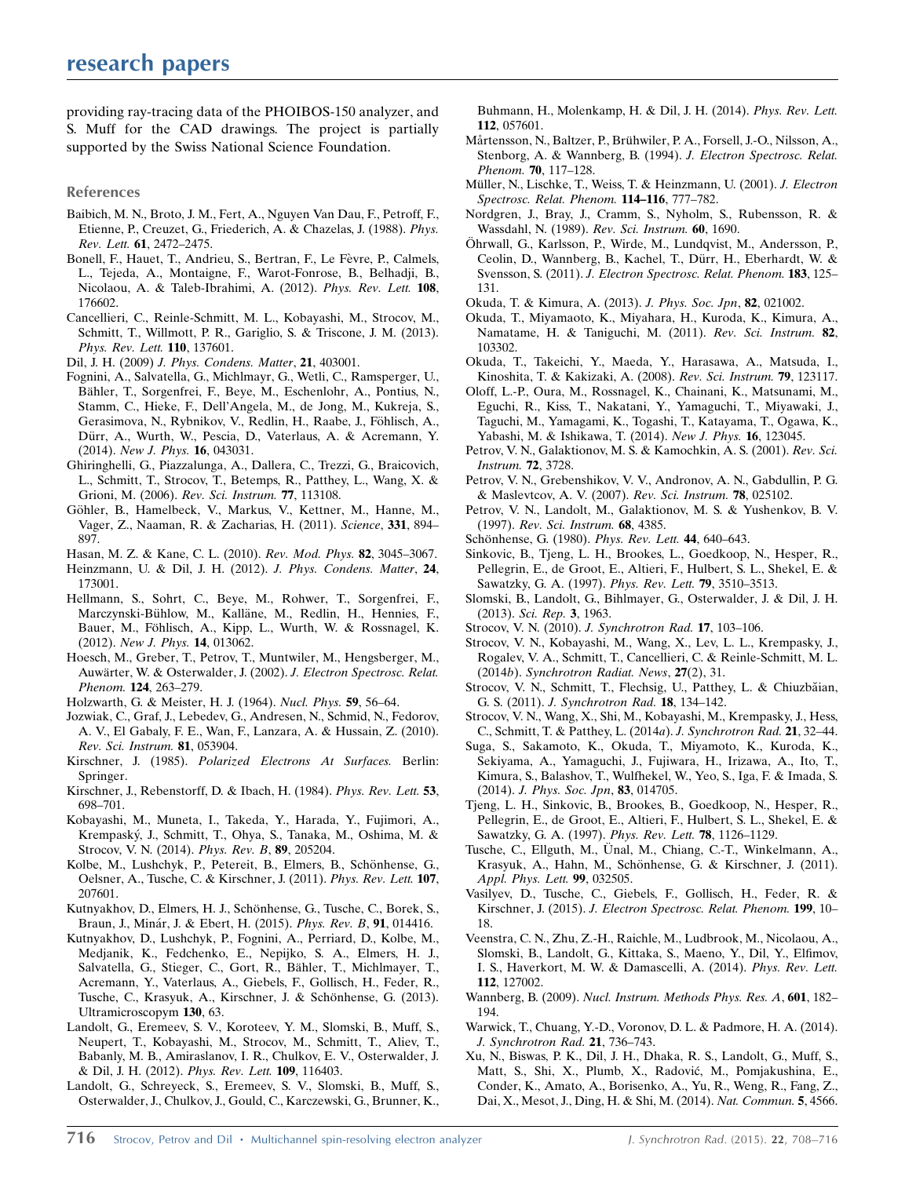providing ray-tracing data of the PHOIBOS-150 analyzer, and S. Muff for the CAD drawings. The project is partially supported by the Swiss National Science Foundation.

## References

Baibich, M. N., Broto, J. M., Fert, A., Nguyen Van Dau, F., Petroff, F., Etienne, P., Creuzet, G., Friederich, A. & Chazelas, J. (1988). *Phys. Rev. Lett.* **61**, 2472–2475.

Bonell, F., Hauet, T., Andrieu, S., Bertran, F., Le Fèvre, P., Calmels, L., Tejeda, A., Montaigne, F., Warot-Fonrose, B., Belhadji, B., Nicolaou, A. & Taleb-Ibrahimi, A. (2012). *Phys. Rev. Lett.* **108**, 176602.

Cancellieri, C., Reinle-Schmitt, M. L., Kobayashi, M., Strocov, M., Schmitt, T., Willmott, P. R., Gariglio, S. & Triscone, J. M. (2013). *Phys. Rev. Lett.* **110**, 137601.

Dil, J. H. (2009) *J. Phys. Condens. Matter*, **21**, 403001.

Fognini, A., Salvatella, G., Michlmayr, G., Wetli, C., Ramsperger, U., Bähler, T., Sorgenfrei, F., Beye, M., Eschenlohr, A., Pontius, N., Stamm, C., Hieke, F., Dell'Angela, M., de Jong, M., Kukreja, S., Gerasimova, N., Rybnikov, V., Redlin, H., Raabe, J., Föhlisch, A., Dürr, A., Wurth, W., Pescia, D., Vaterlaus, A. & Acremann, Y. (2014). *New J. Phys.* **16**, 043031.

Ghiringhelli, G., Piazzalunga, A., Dallera, C., Trezzi, G., Braicovich, L., Schmitt, T., Strocov, T., Betemps, R., Patthey, L., Wang, X. & Grioni, M. (2006). *Rev. Sci. Instrum.* **77**, 113108.

Göhler, B., Hamelbeck, V., Markus, V., Kettner, M., Hanne, M., Vager, Z., Naaman, R. & Zacharias, H. (2011). *Science*, **331**, 894–897.

Hasan, M. Z. & Kane, C. L. (2010). *Rev. Mod. Phys.* **82**, 3045–3067.

Heinzmann, U. & Dil, J. H. (2012). *J. Phys. Condens. Matter*, **24**, 173001.

Hellmann, S., Sohrt, C., Beye, M., Rohwer, T., Sorgenfrei, F., Marczynski-Bühlow, M., Kalläne, M., Redlin, H., Hennies, F., Bauer, M., Föhlisch, A., Kipp, L., Wurth, W. & Rossnagel, K. (2012). *New J. Phys.* **14**, 013062.

Hoesch, M., Greber, T., Petrov, T., Muntwiler, M., Hengsberger, M., Auwärter, W. & Osterwalder, J. (2002). *J. Electron Spectrosc. Relat. Phenom.* **124**, 263–279.

Holzwarth, G. & Meister, H. J. (1964). *Nucl. Phys.* **59**, 56–64.

Jozwiak, C., Graf, J., Lebedev, G., Andresen, N., Schmid, N., Fedorov, A. V., El Gabaly, F. E., Wan, F., Lanzara, A. & Hussain, Z. (2010). *Rev. Sci. Instrum.* **81**, 053904.

Kirschner, J. (1985). *Polarized Electrons At Surfaces.* Berlin: Springer.

Kirschner, J., Rebenstorff, D. & Ibach, H. (1984). *Phys. Rev. Lett.* **53**, 698–701.

Kobayashi, M., Muneta, I., Takeda, Y., Harada, Y., Fujimori, A., Krempaský, J., Schmitt, T., Ohya, S., Tanaka, M., Oshima, M. & Strocov, V. N. (2014). *Phys. Rev. B*, **89**, 205204.

Kolbe, M., Lushchyk, P., Petereit, B., Elmers, B., Schönhense, G., Oelsner, A., Tusche, C. & Kirschner, J. (2011). *Phys. Rev. Lett.* **107**, 207601.

Kutnyakhov, D., Elmers, H. J., Schönhense, G., Tusche, C., Borek, S., Braun, J., Minár, J. & Ebert, H. (2015). *Phys. Rev. B*, **91**, 014416.

Kutnyakhov, D., Lushchyk, P., Fognini, A., Perriard, D., Kolbe, M., Medjanik, K., Fedchenko, E., Nepijko, S. A., Elmers, H. J., Salvatella, G., Stieger, C., Gort, R., Bähler, T., Michlmayer, T., Acremann, Y., Vaterlaus, A., Giebels, F., Gollisch, H., Feder, R., Tusche, C., Krasyuk, A., Kirschner, J. & Schönhense, G. (2013). Ultramicroscopym **130**, 63.

Landolt, G., Eremeev, S. V., Koroteev, Y. M., Slomski, B., Muff, S., Neupert, T., Kobayashi, M., Strocov, M., Schmitt, T., Aliev, T., Babanly, M. B., Amiraslanov, I. R., Chulkov, E. V., Osterwalder, J. & Dil, J. H. (2012). *Phys. Rev. Lett.* **109**, 116403.

Landolt, G., Schreyeck, S., Eremeev, S. V., Slomski, B., Muff, S., Osterwalder, J., Chulkov, J., Gould, C., Karczewski, G., Brunner, K., Buhmann, H., Molenkamp, H. & Dil, J. H. (2014). *Phys. Rev. Lett.* **112**, 057601.

Mårtensson, N., Baltzer, P., Brühwiler, P. A., Forsell, J.-O., Nilsson, A., Stenborg, A. & Wannberg, B. (1994). *J. Electron Spectrosc. Relat. Phenom.* **70**, 117–128.

Müller, N., Lischke, T., Weiss, T. & Heinzmann, U. (2001). *J. Electron Spectrosc. Relat. Phenom.* **114–116**, 777–782.

Nordgren, J., Bray, J., Cramm, S., Nyholm, S., Rubensson, R. & Wassdahl, N. (1989). *Rev. Sci. Instrum.* **60**, 1690.

Öhrwall, G., Karlsson, P., Wirde, M., Lundqvist, M., Andersson, P., Ceolin, D., Wannberg, B., Kachel, T., Dürr, H., Eberhardt, W. & Svensson, S. (2011). *J. Electron Spectrosc. Relat. Phenom.* **183**, 125–131.

Okuda, T. & Kimura, A. (2013). *J. Phys. Soc. Jpn*, **82**, 021002.

Okuda, T., Miyamaoto, K., Miyahara, H., Kuroda, K., Kimura, A., Namatame, H. & Taniguchi, M. (2011). *Rev. Sci. Instrum.* **82**, 103302.

Okuda, T., Takeichi, Y., Maeda, Y., Harasawa, A., Matsuda, I., Kinoshita, T. & Kakizaki, A. (2008). *Rev. Sci. Instrum.* **79**, 123117.

Oloff, L.-P., Oura, M., Rossnagel, K., Chainani, K., Matsunami, M., Eguchi, R., Kiss, T., Nakatani, Y., Yamaguchi, T., Miyawaki, J., Taguchi, M., Yamagami, K., Togashi, T., Katayama, T., Ogawa, K., Yabashi, M. & Ishikawa, T. (2014). *New J. Phys.* **16**, 123045.

Petrov, V. N., Galaktionov, M. S. & Kamochkin, A. S. (2001). *Rev. Sci. Instrum.* **72**, 3728.

Petrov, V. N., Grebenshikov, V. V., Andronov, A. N., Gabdullin, P. G. & Maslevtcov, A. V. (2007). *Rev. Sci. Instrum.* **78**, 025102.

Petrov, V. N., Landolt, M., Galaktionov, M. S. & Yushenkov, B. V. (1997). *Rev. Sci. Instrum.* **68**, 4385.

Schönhense, G. (1980). *Phys. Rev. Lett.* **44**, 640–643.

Sinkovic, B., Tjeng, L. H., Brookes, L., Goedkoop, N., Hesper, R., Pellegrin, E., de Groot, E., Altieri, F., Hulbert, S. L., Shekel, E. & Sawatzky, G. A. (1997). *Phys. Rev. Lett.* **79**, 3510–3513.

Slomski, B., Landolt, G., Bihlmayer, G., Osterwalder, J. & Dil, J. H. (2013). *Sci. Rep.* **3**, 1963.

Strocov, V. N. (2010). *J. Synchrotron Rad.* **17**, 103–106.

Strocov, V. N., Kobayashi, M., Wang, X., Lev, L. L., Krempasky, J., Rogalev, V. A., Schmitt, T., Cancellieri, C. & Reinle-Schmitt, M. L. (2014*b*). *Synchrotron Radiat. News*, **27**(2), 31.

Strocov, V. N., Schmitt, T., Flechsig, U., Patthey, L. & Chiuzbăian, G. S. (2011). *J. Synchrotron Rad.* **18**, 134–142.

Strocov, V. N., Wang, X., Shi, M., Kobayashi, M., Krempasky, J., Hess, C., Schmitt, T. & Patthey, L. (2014*a*). *J. Synchrotron Rad.* **21**, 32–44.

Suga, S., Sakamoto, K., Okuda, T., Miyamoto, K., Kuroda, K., Sekiyama, A., Yamaguchi, J., Fujiwara, H., Irizawa, A., Ito, T., Kimura, S., Balashov, T., Wulfhekel, W., Yeo, S., Iga, F. & Imada, S. (2014). *J. Phys. Soc. Jpn*, **83**, 014705.

Tjeng, L. H., Sinkovic, B., Brookes, B., Goedkoop, N., Hesper, R., Pellegrin, E., de Groot, E., Altieri, F., Hulbert, S. L., Shekel, E. & Sawatzky, G. A. (1997). *Phys. Rev. Lett.* **78**, 1126–1129.

Tusche, C., Ellguth, M., Ünal, M., Chiang, C.-T., Winkelmann, A., Krasyuk, A., Hahn, M., Schönhense, G. & Kirschner, J. (2011). *Appl. Phys. Lett.* **99**, 032505.

Vasilyev, D., Tusche, C., Giebels, F., Gollisch, H., Feder, R. & Kirschner, J. (2015). *J. Electron Spectrosc. Relat. Phenom.* **199**, 10–18.

Veenstra, C. N., Zhu, Z.-H., Raichle, M., Ludbrook, M., Nicolaou, A., Slomski, B., Landolt, G., Kittaka, S., Maeno, Y., Dil, Y., Elfimov, I. S., Haverkort, M. W. & Damascelli, A. (2014). *Phys. Rev. Lett.* **112**, 127002.

Wannberg, B. (2009). *Nucl. Instrum. Methods Phys. Res. A*, **601**, 182–194.

Warwick, T., Chuang, Y.-D., Voronov, D. L. & Padmore, H. A. (2014). *J. Synchrotron Rad.* **21**, 736–743.

Xu, N., Biswas, P. K., Dil, J. H., Dhaka, R. S., Landolt, G., Muff, S., Matt, S., Shi, X., Plumb, X., Radović, M., Pomjakushina, E., Conder, K., Amato, A., Borisenko, A., Yu, R., Weng, R., Fang, Z., Dai, X., Mesot, J., Ding, H. & Shi, M. (2014). *Nat. Commun.* **5**, 4566.